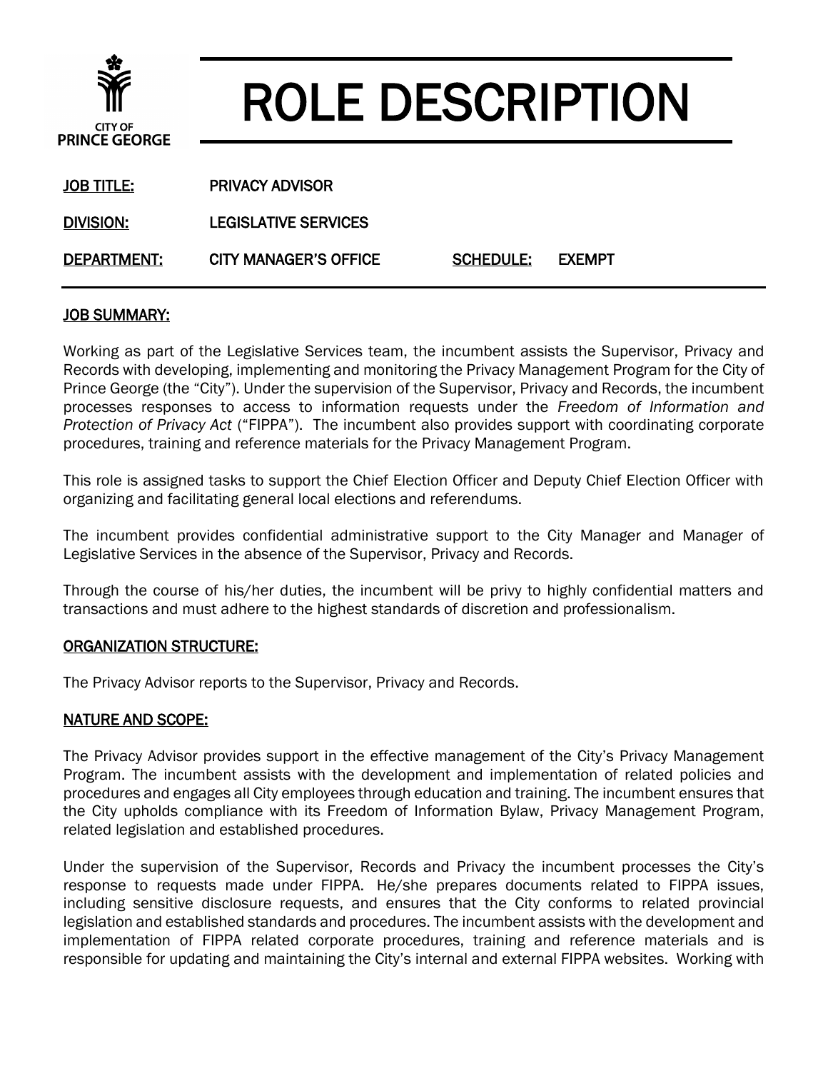CITY OF PRINCE GEORGE

# ROLE DESCRIPTION

**JOB TITLE:** PRIVACY ADVISOR

**DIVISION:** LEGISLATIVE SERVICES

**DEPARTMENT:** CITY MANAGER'S OFFICE **SCHEDULE:** EXEMPT

## JOB SUMMARY:

Working as part of the Legislative Services team, the incumbent assists the Supervisor, Privacy and Records with developing, implementing and monitoring the Privacy Management Program for the City of Prince George (the "City"). Under the supervision of the Supervisor, Privacy and Records, the incumbent processes responses to access to information requests under the *Freedom of Information and Protection of Privacy Act* ("FIPPA"). The incumbent also provides support with coordinating corporate procedures, training and reference materials for the Privacy Management Program.

This role is assigned tasks to support the Chief Election Officer and Deputy Chief Election Officer with organizing and facilitating general local elections and referendums.

The incumbent provides confidential administrative support to the City Manager and Manager of Legislative Services in the absence of the Supervisor, Privacy and Records.

Through the course of his/her duties, the incumbent will be privy to highly confidential matters and transactions and must adhere to the highest standards of discretion and professionalism.

## ORGANIZATION STRUCTURE:

The Privacy Advisor reports to the Supervisor, Privacy and Records.

## NATURE AND SCOPE:

The Privacy Advisor provides support in the effective management of the City's Privacy Management Program. The incumbent assists with the development and implementation of related policies and procedures and engages all City employees through education and training. The incumbent ensures that the City upholds compliance with its Freedom of Information Bylaw, Privacy Management Program, related legislation and established procedures.

Under the supervision of the Supervisor, Records and Privacy the incumbent processes the City's response to requests made under FIPPA. He/she prepares documents related to FIPPA issues, including sensitive disclosure requests, and ensures that the City conforms to related provincial legislation and established standards and procedures. The incumbent assists with the development and implementation of FIPPA related corporate procedures, training and reference materials and is responsible for updating and maintaining the City's internal and external FIPPA websites. Working with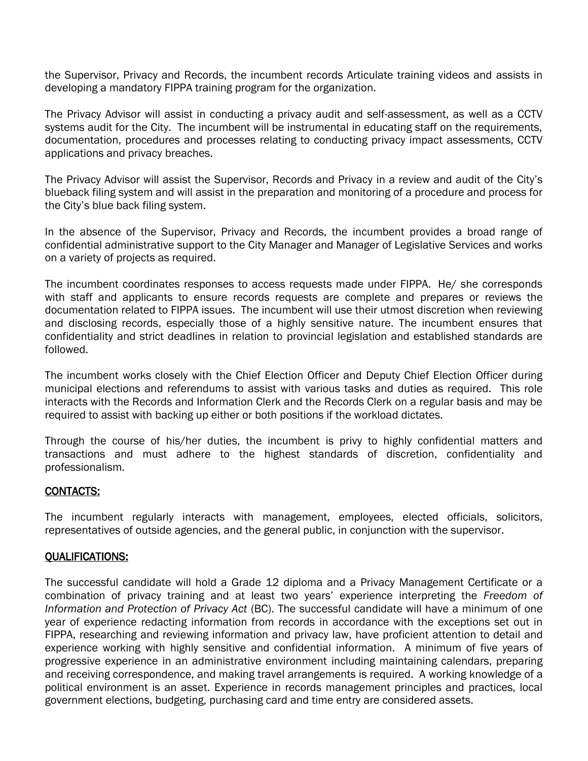the Supervisor, Privacy and Records, the incumbent records Articulate training videos and assists in developing a mandatory FIPPA training program for the organization.

The Privacy Advisor will assist in conducting a privacy audit and self-assessment, as well as a CCTV systems audit for the City. The incumbent will be instrumental in educating staff on the requirements, documentation, procedures and processes relating to conducting privacy impact assessments, CCTV applications and privacy breaches.

The Privacy Advisor will assist the Supervisor, Records and Privacy in a review and audit of the City's blueback filing system and will assist in the preparation and monitoring of a procedure and process for the City's blue back filing system.

In the absence of the Supervisor, Privacy and Records, the incumbent provides a broad range of confidential administrative support to the City Manager and Manager of Legislative Services and works on a variety of projects as required.

The incumbent coordinates responses to access requests made under FIPPA. He/ she corresponds with staff and applicants to ensure records requests are complete and prepares or reviews the documentation related to FIPPA issues. The incumbent will use their utmost discretion when reviewing and disclosing records, especially those of a highly sensitive nature. The incumbent ensures that confidentiality and strict deadlines in relation to provincial legislation and established standards are followed.

The incumbent works closely with the Chief Election Officer and Deputy Chief Election Officer during municipal elections and referendums to assist with various tasks and duties as required. This role interacts with the Records and Information Clerk and the Records Clerk on a regular basis and may be required to assist with backing up either or both positions if the workload dictates.

Through the course of his/her duties, the incumbent is privy to highly confidential matters and transactions and must adhere to the highest standards of discretion, confidentiality and professionalism.

## CONTACTS:

The incumbent regularly interacts with management, employees, elected officials, solicitors, representatives of outside agencies, and the general public, in conjunction with the supervisor.

## QUALIFICATIONS:

The successful candidate will hold a Grade 12 diploma and a Privacy Management Certificate or a combination of privacy training and at least two years' experience interpreting the *Freedom of Information and Protection of Privacy Act* (BC). The successful candidate will have a minimum of one year of experience redacting information from records in accordance with the exceptions set out in FIPPA, researching and reviewing information and privacy law, have proficient attention to detail and experience working with highly sensitive and confidential information. A minimum of five years of progressive experience in an administrative environment including maintaining calendars, preparing and receiving correspondence, and making travel arrangements is required. A working knowledge of a political environment is an asset. Experience in records management principles and practices, local government elections, budgeting, purchasing card and time entry are considered assets.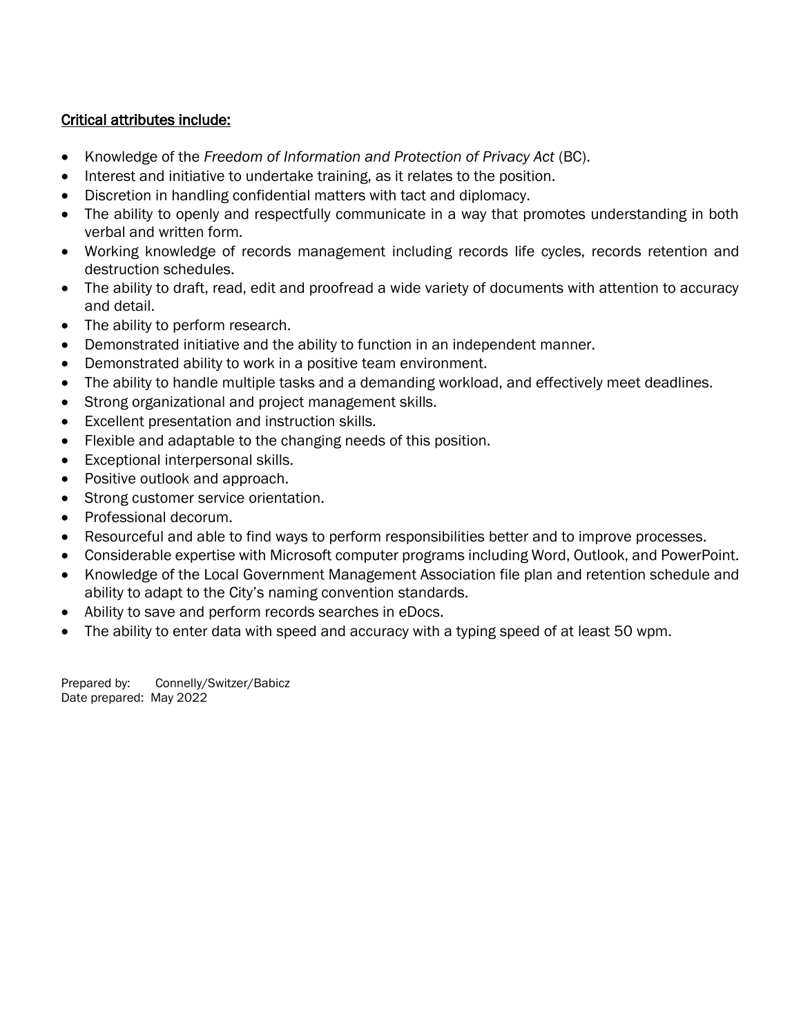<u>Critical attributes include:</u>

- Knowledge of the *Freedom of Information and Protection of Privacy Act* (BC).
- Interest and initiative to undertake training, as it relates to the position.
- Discretion in handling confidential matters with tact and diplomacy.
- The ability to openly and respectfully communicate in a way that promotes understanding in both verbal and written form.
- Working knowledge of records management including records life cycles, records retention and destruction schedules.
- The ability to draft, read, edit and proofread a wide variety of documents with attention to accuracy and detail.
- The ability to perform research.
- Demonstrated initiative and the ability to function in an independent manner.
- Demonstrated ability to work in a positive team environment.
- The ability to handle multiple tasks and a demanding workload, and effectively meet deadlines.
- Strong organizational and project management skills.
- Excellent presentation and instruction skills.
- Flexible and adaptable to the changing needs of this position.
- Exceptional interpersonal skills.
- Positive outlook and approach.
- Strong customer service orientation.
- Professional decorum.
- Resourceful and able to find ways to perform responsibilities better and to improve processes.
- Considerable expertise with Microsoft computer programs including Word, Outlook, and PowerPoint.
- Knowledge of the Local Government Management Association file plan and retention schedule and ability to adapt to the City's naming convention standards.
- Ability to save and perform records searches in eDocs.
- The ability to enter data with speed and accuracy with a typing speed of at least 50 wpm.

Prepared by: Connelly/Switzer/Babicz
Date prepared: May 2022